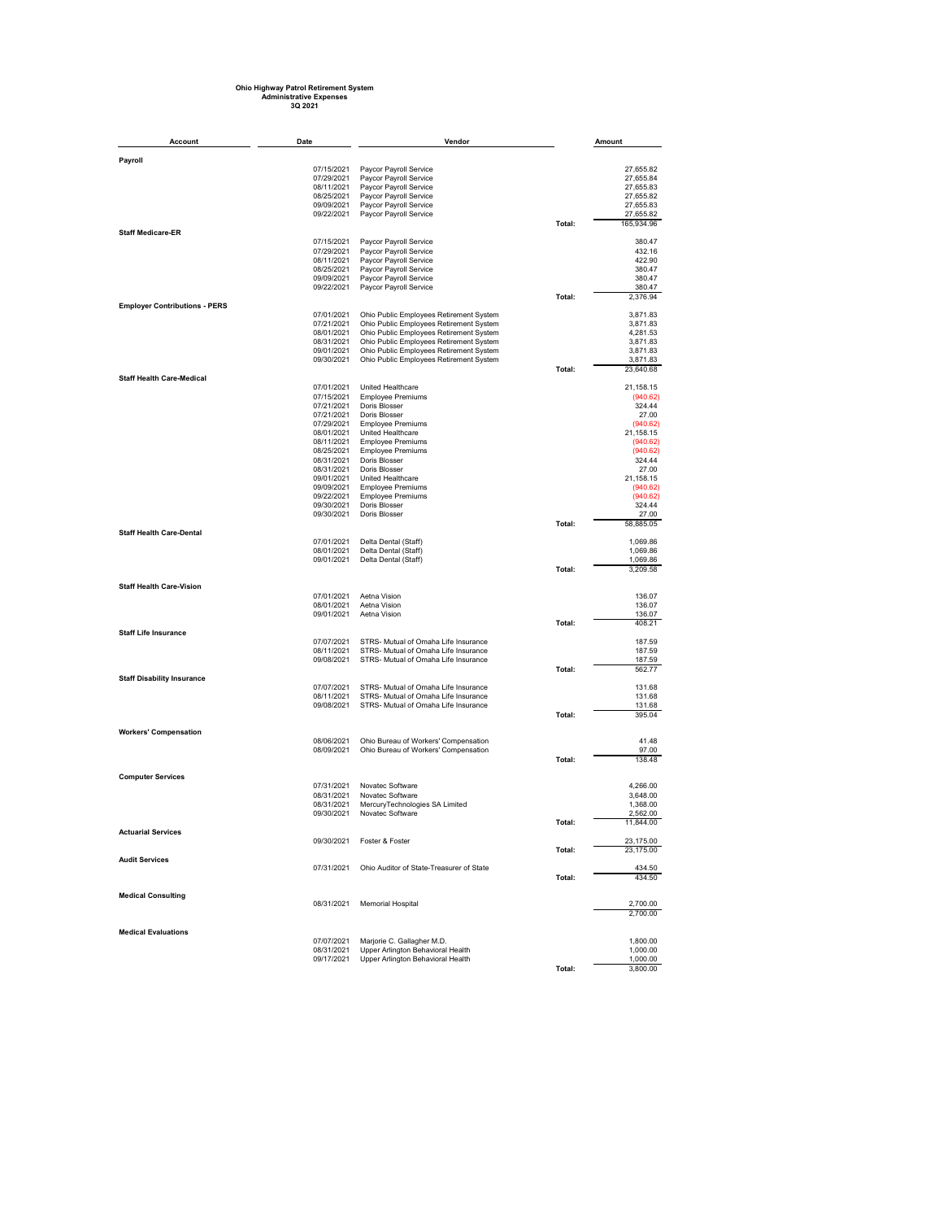**Ohio Highway Patrol Retirement System**
**Administrative Expenses**
**3Q 2021**

| Account | Date | Vendor | | Amount |
|---|---|---|---|---|
| **Payroll** | | | | |
| | 07/15/2021 | Paycor Payroll Service | | 27,655.82 |
| | 07/29/2021 | Paycor Payroll Service | | 27,655.84 |
| | 08/11/2021 | Paycor Payroll Service | | 27,655.83 |
| | 08/25/2021 | Paycor Payroll Service | | 27,655.82 |
| | 09/09/2021 | Paycor Payroll Service | | 27,655.83 |
| | 09/22/2021 | Paycor Payroll Service | | 27,655.82 |
| | | | Total: | 165,934.96 |
| **Staff Medicare-ER** | | | | |
| | 07/15/2021 | Paycor Payroll Service | | 380.47 |
| | 07/29/2021 | Paycor Payroll Service | | 432.16 |
| | 08/11/2021 | Paycor Payroll Service | | 422.90 |
| | 08/25/2021 | Paycor Payroll Service | | 380.47 |
| | 09/09/2021 | Paycor Payroll Service | | 380.47 |
| | 09/22/2021 | Paycor Payroll Service | | 380.47 |
| | | | Total: | 2,376.94 |
| **Employer Contributions - PERS** | | | | |
| | 07/01/2021 | Ohio Public Employees Retirement System | | 3,871.83 |
| | 07/21/2021 | Ohio Public Employees Retirement System | | 3,871.83 |
| | 08/01/2021 | Ohio Public Employees Retirement System | | 4,281.53 |
| | 08/31/2021 | Ohio Public Employees Retirement System | | 3,871.83 |
| | 09/01/2021 | Ohio Public Employees Retirement System | | 3,871.83 |
| | 09/30/2021 | Ohio Public Employees Retirement System | | 3,871.83 |
| | | | Total: | 23,640.68 |
| **Staff Health Care-Medical** | | | | |
| | 07/01/2021 | United Healthcare | | 21,158.15 |
| | 07/15/2021 | Employee Premiums | | (940.62) |
| | 07/21/2021 | Doris Blosser | | 324.44 |
| | 07/21/2021 | Doris Blosser | | 27.00 |
| | 07/29/2021 | Employee Premiums | | (940.62) |
| | 08/01/2021 | United Healthcare | | 21,158.15 |
| | 08/11/2021 | Employee Premiums | | (940.62) |
| | 08/25/2021 | Employee Premiums | | (940.62) |
| | 08/31/2021 | Doris Blosser | | 324.44 |
| | 08/31/2021 | Doris Blosser | | 27.00 |
| | 09/01/2021 | United Healthcare | | 21,158.15 |
| | 09/09/2021 | Employee Premiums | | (940.62) |
| | 09/22/2021 | Employee Premiums | | (940.62) |
| | 09/30/2021 | Doris Blosser | | 324.44 |
| | 09/30/2021 | Doris Blosser | | 27.00 |
| | | | Total: | 58,885.05 |
| **Staff Health Care-Dental** | | | | |
| | 07/01/2021 | Delta Dental (Staff) | | 1,069.86 |
| | 08/01/2021 | Delta Dental (Staff) | | 1,069.86 |
| | 09/01/2021 | Delta Dental (Staff) | | 1,069.86 |
| | | | Total: | 3,209.58 |
| **Staff Health Care-Vision** | | | | |
| | 07/01/2021 | Aetna Vision | | 136.07 |
| | 08/01/2021 | Aetna Vision | | 136.07 |
| | 09/01/2021 | Aetna Vision | | 136.07 |
| | | | Total: | 408.21 |
| **Staff Life Insurance** | | | | |
| | 07/07/2021 | STRS- Mutual of Omaha Life Insurance | | 187.59 |
| | 08/11/2021 | STRS- Mutual of Omaha Life Insurance | | 187.59 |
| | 09/08/2021 | STRS- Mutual of Omaha Life Insurance | | 187.59 |
| | | | Total: | 562.77 |
| **Staff Disability Insurance** | | | | |
| | 07/07/2021 | STRS- Mutual of Omaha Life Insurance | | 131.68 |
| | 08/11/2021 | STRS- Mutual of Omaha Life Insurance | | 131.68 |
| | 09/08/2021 | STRS- Mutual of Omaha Life Insurance | | 131.68 |
| | | | Total: | 395.04 |
| **Workers' Compensation** | | | | |
| | 08/06/2021 | Ohio Bureau of Workers' Compensation | | 41.48 |
| | 08/09/2021 | Ohio Bureau of Workers' Compensation | | 97.00 |
| | | | Total: | 138.48 |
| **Computer Services** | | | | |
| | 07/31/2021 | Novatec Software | | 4,266.00 |
| | 08/31/2021 | Novatec Software | | 3,648.00 |
| | 08/31/2021 | MercuryTechnologies SA Limited | | 1,368.00 |
| | 09/30/2021 | Novatec Software | | 2,562.00 |
| | | | Total: | 11,844.00 |
| **Actuarial Services** | | | | |
| | 09/30/2021 | Foster & Foster | | 23,175.00 |
| | | | Total: | 23,175.00 |
| **Audit Services** | | | | |
| | 07/31/2021 | Ohio Auditor of State-Treasurer of State | | 434.50 |
| | | | Total: | 434.50 |
| **Medical Consulting** | | | | |
| | 08/31/2021 | Memorial Hospital | | 2,700.00 |
| | | | | 2,700.00 |
| **Medical Evaluations** | | | | |
| | 07/07/2021 | Marjorie C. Gallagher M.D. | | 1,800.00 |
| | 08/31/2021 | Upper Arlington Behavioral Health | | 1,000.00 |
| | 09/17/2021 | Upper Arlington Behavioral Health | | 1,000.00 |
| | | | Total: | 3,800.00 |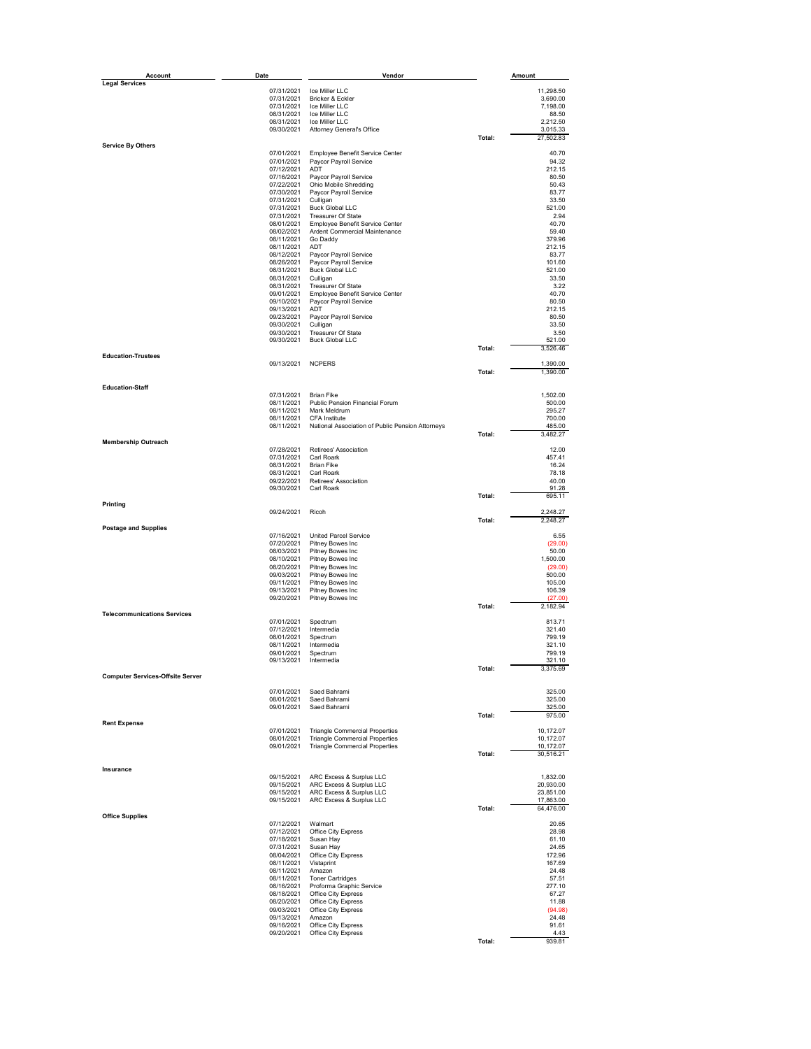| Account | Date | Vendor | | Amount |
|---|---|---|---|---|
| **Legal Services** | | | | |
| | 07/31/2021 | Ice Miller LLC | | 11,298.50 |
| | 07/31/2021 | Bricker & Eckler | | 3,690.00 |
| | 07/31/2021 | Ice Miller LLC | | 7,198.00 |
| | 08/31/2021 | Ice Miller LLC | | 88.50 |
| | 08/31/2021 | Ice Miller LLC | | 2,212.50 |
| | 09/30/2021 | Attorney General's Office | | 3,015.33 |
| | | | Total: | 27,502.83 |
| **Service By Others** | | | | |
| | 07/01/2021 | Employee Benefit Service Center | | 40.70 |
| | 07/01/2021 | Paycor Payroll Service | | 94.32 |
| | 07/12/2021 | ADT | | 212.15 |
| | 07/16/2021 | Paycor Payroll Service | | 80.50 |
| | 07/22/2021 | Ohio Mobile Shredding | | 50.43 |
| | 07/30/2021 | Paycor Payroll Service | | 83.77 |
| | 07/31/2021 | Culligan | | 33.50 |
| | 07/31/2021 | Buck Global LLC | | 521.00 |
| | 07/31/2021 | Treasurer Of State | | 2.94 |
| | 08/01/2021 | Employee Benefit Service Center | | 40.70 |
| | 08/02/2021 | Ardent Commercial Maintenance | | 59.40 |
| | 08/11/2021 | Go Daddy | | 379.96 |
| | 08/11/2021 | ADT | | 212.15 |
| | 08/12/2021 | Paycor Payroll Service | | 83.77 |
| | 08/26/2021 | Paycor Payroll Service | | 101.60 |
| | 08/31/2021 | Buck Global LLC | | 521.00 |
| | 08/31/2021 | Culligan | | 33.50 |
| | 08/31/2021 | Treasurer Of State | | 3.22 |
| | 09/01/2021 | Employee Benefit Service Center | | 40.70 |
| | 09/10/2021 | Paycor Payroll Service | | 80.50 |
| | 09/13/2021 | ADT | | 212.15 |
| | 09/23/2021 | Paycor Payroll Service | | 80.50 |
| | 09/30/2021 | Culligan | | 33.50 |
| | 09/30/2021 | Treasurer Of State | | 3.50 |
| | 09/30/2021 | Buck Global LLC | | 521.00 |
| | | | Total: | 3,526.46 |
| **Education-Trustees** | | | | |
| | 09/13/2021 | NCPERS | | 1,390.00 |
| | | | Total: | 1,390.00 |
| **Education-Staff** | | | | |
| | 07/31/2021 | Brian Fike | | 1,502.00 |
| | 08/11/2021 | Public Pension Financial Forum | | 500.00 |
| | 08/11/2021 | Mark Meldrum | | 295.27 |
| | 08/11/2021 | CFA Institute | | 700.00 |
| | 08/11/2021 | National Association of Public Pension Attorneys | | 485.00 |
| | | | Total: | 3,482.27 |
| **Membership Outreach** | | | | |
| | 07/28/2021 | Retirees' Association | | 12.00 |
| | 07/31/2021 | Carl Roark | | 457.41 |
| | 08/31/2021 | Brian Fike | | 16.24 |
| | 08/31/2021 | Carl Roark | | 78.18 |
| | 09/22/2021 | Retirees' Association | | 40.00 |
| | 09/30/2021 | Carl Roark | | 91.28 |
| | | | Total: | 695.11 |
| **Printing** | | | | |
| | 09/24/2021 | Ricoh | | 2,248.27 |
| | | | Total: | 2,248.27 |
| **Postage and Supplies** | | | | |
| | 07/16/2021 | United Parcel Service | | 6.55 |
| | 07/20/2021 | Pitney Bowes Inc | | (29.00) |
| | 08/03/2021 | Pitney Bowes Inc | | 50.00 |
| | 08/10/2021 | Pitney Bowes Inc | | 1,500.00 |
| | 08/20/2021 | Pitney Bowes Inc | | (29.00) |
| | 09/03/2021 | Pitney Bowes Inc | | 500.00 |
| | 09/11/2021 | Pitney Bowes Inc | | 105.00 |
| | 09/13/2021 | Pitney Bowes Inc | | 106.39 |
| | 09/20/2021 | Pitney Bowes Inc | | (27.00) |
| | | | Total: | 2,182.94 |
| **Telecommunications Services** | | | | |
| | 07/01/2021 | Spectrum | | 813.71 |
| | 07/12/2021 | Intermedia | | 321.40 |
| | 08/01/2021 | Spectrum | | 799.19 |
| | 08/11/2021 | Intermedia | | 321.10 |
| | 09/01/2021 | Spectrum | | 799.19 |
| | 09/13/2021 | Intermedia | | 321.10 |
| | | | Total: | 3,375.69 |
| **Computer Services-Offsite Server** | | | | |
| | 07/01/2021 | Saed Bahrami | | 325.00 |
| | 08/01/2021 | Saed Bahrami | | 325.00 |
| | 09/01/2021 | Saed Bahrami | | 325.00 |
| | | | Total: | 975.00 |
| **Rent Expense** | | | | |
| | 07/01/2021 | Triangle Commercial Properties | | 10,172.07 |
| | 08/01/2021 | Triangle Commercial Properties | | 10,172.07 |
| | 09/01/2021 | Triangle Commercial Properties | | 10,172.07 |
| | | | Total: | 30,516.21 |
| **Insurance** | | | | |
| | 09/15/2021 | ARC Excess & Surplus LLC | | 1,832.00 |
| | 09/15/2021 | ARC Excess & Surplus LLC | | 20,930.00 |
| | 09/15/2021 | ARC Excess & Surplus LLC | | 23,851.00 |
| | 09/15/2021 | ARC Excess & Surplus LLC | | 17,863.00 |
| | | | Total: | 64,476.00 |
| **Office Supplies** | | | | |
| | 07/12/2021 | Walmart | | 20.65 |
| | 07/12/2021 | Office City Express | | 28.98 |
| | 07/18/2021 | Susan Hay | | 61.10 |
| | 07/31/2021 | Susan Hay | | 24.65 |
| | 08/04/2021 | Office City Express | | 172.96 |
| | 08/11/2021 | Vistaprint | | 167.69 |
| | 08/11/2021 | Amazon | | 24.48 |
| | 08/11/2021 | Toner Cartridges | | 57.51 |
| | 08/16/2021 | Proforma Graphic Service | | 277.10 |
| | 08/18/2021 | Office City Express | | 67.27 |
| | 08/20/2021 | Office City Express | | 11.88 |
| | 09/03/2021 | Office City Express | | (94.98) |
| | 09/13/2021 | Amazon | | 24.48 |
| | 09/16/2021 | Office City Express | | 91.61 |
| | 09/20/2021 | Office City Express | | 4.43 |
| | | | Total: | 939.81 |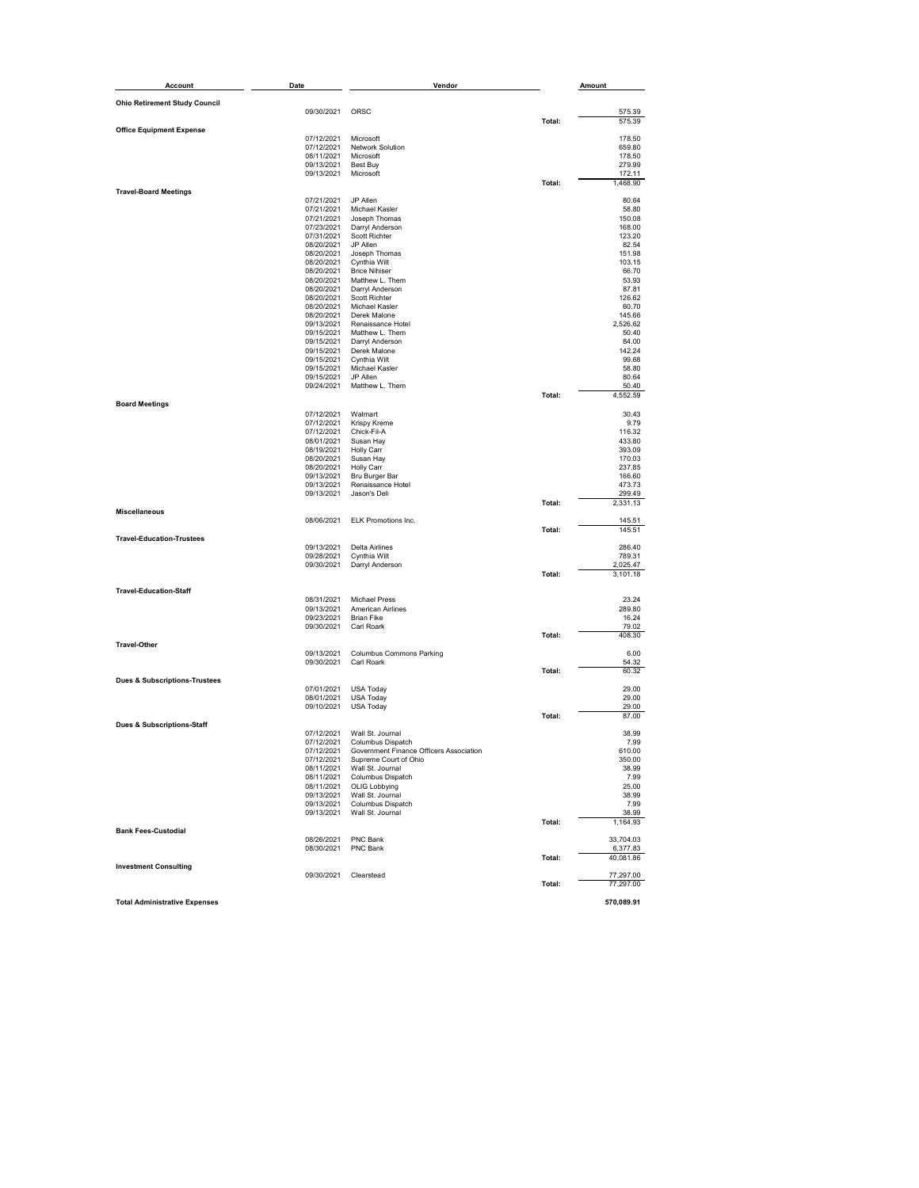| Account | Date | Vendor | | Amount |
|---|---|---|---|---|
| **Ohio Retirement Study Council** | | | | |
| | 09/30/2021 | ORSC | | 575.39 |
| | | | Total: | 575.39 |
| **Office Equipment Expense** | | | | |
| | 07/12/2021 | Microsoft | | 178.50 |
| | 07/12/2021 | Network Solution | | 659.80 |
| | 08/11/2021 | Microsoft | | 178.50 |
| | 09/13/2021 | Best Buy | | 279.99 |
| | 09/13/2021 | Microsoft | | 172.11 |
| | | | Total: | 1,468.90 |
| **Travel-Board Meetings** | | | | |
| | 07/21/2021 | JP Allen | | 80.64 |
| | 07/21/2021 | Michael Kasler | | 58.80 |
| | 07/21/2021 | Joseph Thomas | | 150.08 |
| | 07/23/2021 | Darryl Anderson | | 168.00 |
| | 07/31/2021 | Scott Richter | | 123.20 |
| | 08/20/2021 | JP Allen | | 82.54 |
| | 08/20/2021 | Joseph Thomas | | 151.98 |
| | 08/20/2021 | Cynthia Wilt | | 103.15 |
| | 08/20/2021 | Brice Nihiser | | 66.70 |
| | 08/20/2021 | Matthew L. Them | | 53.93 |
| | 08/20/2021 | Darryl Anderson | | 87.81 |
| | 08/20/2021 | Scott Richter | | 126.62 |
| | 08/20/2021 | Michael Kasler | | 60.70 |
| | 08/20/2021 | Derek Malone | | 145.66 |
| | 09/13/2021 | Renaissance Hotel | | 2,526.62 |
| | 09/15/2021 | Matthew L. Them | | 50.40 |
| | 09/15/2021 | Darryl Anderson | | 84.00 |
| | 09/15/2021 | Derek Malone | | 142.24 |
| | 09/15/2021 | Cynthia Wilt | | 99.68 |
| | 09/15/2021 | Michael Kasler | | 58.80 |
| | 09/15/2021 | JP Allen | | 80.64 |
| | 09/24/2021 | Matthew L. Them | | 50.40 |
| | | | Total: | 4,552.59 |
| **Board Meetings** | | | | |
| | 07/12/2021 | Walmart | | 30.43 |
| | 07/12/2021 | Krispy Kreme | | 9.79 |
| | 07/12/2021 | Chick-Fil-A | | 116.32 |
| | 08/01/2021 | Susan Hay | | 433.80 |
| | 08/19/2021 | Holly Carr | | 393.09 |
| | 08/20/2021 | Susan Hay | | 170.03 |
| | 08/20/2021 | Holly Carr | | 237.85 |
| | 09/13/2021 | Bru Burger Bar | | 166.60 |
| | 09/13/2021 | Renaissance Hotel | | 473.73 |
| | 09/13/2021 | Jason's Deli | | 299.49 |
| | | | Total: | 2,331.13 |
| **Miscellaneous** | | | | |
| | 08/06/2021 | ELK Promotions Inc. | | 145.51 |
| | | | Total: | 145.51 |
| **Travel-Education-Trustees** | | | | |
| | 09/13/2021 | Delta Airlines | | 286.40 |
| | 09/28/2021 | Cynthia Wilt | | 789.31 |
| | 09/30/2021 | Darryl Anderson | | 2,025.47 |
| | | | Total: | 3,101.18 |
| **Travel-Education-Staff** | | | | |
| | 08/31/2021 | Michael Press | | 23.24 |
| | 09/13/2021 | American Airlines | | 289.80 |
| | 09/23/2021 | Brian Fike | | 16.24 |
| | 09/30/2021 | Carl Roark | | 79.02 |
| | | | Total: | 408.30 |
| **Travel-Other** | | | | |
| | 09/13/2021 | Columbus Commons Parking | | 6.00 |
| | 09/30/2021 | Carl Roark | | 54.32 |
| | | | Total: | 60.32 |
| **Dues & Subscriptions-Trustees** | | | | |
| | 07/01/2021 | USA Today | | 29.00 |
| | 08/01/2021 | USA Today | | 29.00 |
| | 09/10/2021 | USA Today | | 29.00 |
| | | | Total: | 87.00 |
| **Dues & Subscriptions-Staff** | | | | |
| | 07/12/2021 | Wall St. Journal | | 38.99 |
| | 07/12/2021 | Columbus Dispatch | | 7.99 |
| | 07/12/2021 | Government Finance Officers Association | | 610.00 |
| | 07/12/2021 | Supreme Court of Ohio | | 350.00 |
| | 08/11/2021 | Wall St. Journal | | 38.99 |
| | 08/11/2021 | Columbus Dispatch | | 7.99 |
| | 08/11/2021 | OLIG Lobbying | | 25.00 |
| | 09/13/2021 | Wall St. Journal | | 38.99 |
| | 09/13/2021 | Columbus Dispatch | | 7.99 |
| | 09/13/2021 | Wall St. Journal | | 38.99 |
| | | | Total: | 1,164.93 |
| **Bank Fees-Custodial** | | | | |
| | 08/26/2021 | PNC Bank | | 33,704.03 |
| | 08/30/2021 | PNC Bank | | 6,377.83 |
| | | | Total: | 40,081.86 |
| **Investment Consulting** | | | | |
| | 09/30/2021 | Clearstead | | 77,297.00 |
| | | | Total: | 77,297.00 |
| **Total Administrative Expenses** | | | | **570,089.91** |